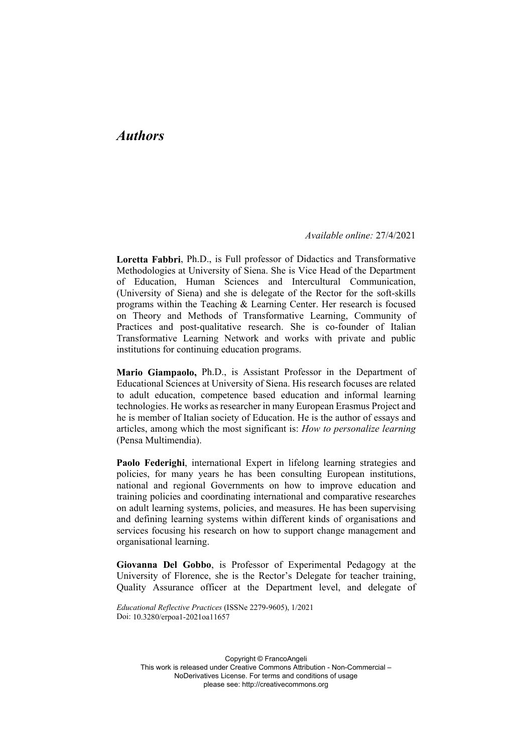# *Authors*

*Available online:* 27/4/2021

**Loretta Fabbri**, Ph.D., is Full professor of Didactics and Transformative Methodologies at University of Siena. She is Vice Head of the Department of Education, Human Sciences and Intercultural Communication, (University of Siena) and she is delegate of the Rector for the soft-skills programs within the Teaching & Learning Center. Her research is focused on Theory and Methods of Transformative Learning, Community of Practices and post-qualitative research. She is co-founder of Italian Transformative Learning Network and works with private and public institutions for continuing education programs.

**Mario Giampaolo,** Ph.D., is Assistant Professor in the Department of Educational Sciences at University of Siena. His research focuses are related to adult education, competence based education and informal learning technologies. He works as researcher in many European Erasmus Project and he is member of Italian society of Education. He is the author of essays and articles, among which the most significant is: *How to personalize learning* (Pensa Multimendia).

**Paolo Federighi**, international Expert in lifelong learning strategies and policies, for many years he has been consulting European institutions, national and regional Governments on how to improve education and training policies and coordinating international and comparative researches on adult learning systems, policies, and measures. He has been supervising and defining learning systems within different kinds of organisations and services focusing his research on how to support change management and organisational learning.

**Giovanna Del Gobbo**, is Professor of Experimental Pedagogy at the University of Florence, she is the Rector's Delegate for teacher training, Quality Assurance officer at the Department level, and delegate of

*Educational Reflective Practices* (ISSNe 2279-9605), 1/2021
Doi: 10.3280/erpoa1-2021oa11657

Copyright © FrancoAngeli
This work is released under Creative Commons Attribution - Non-Commercial – NoDerivatives License. For terms and conditions of usage please see: http://creativecommons.org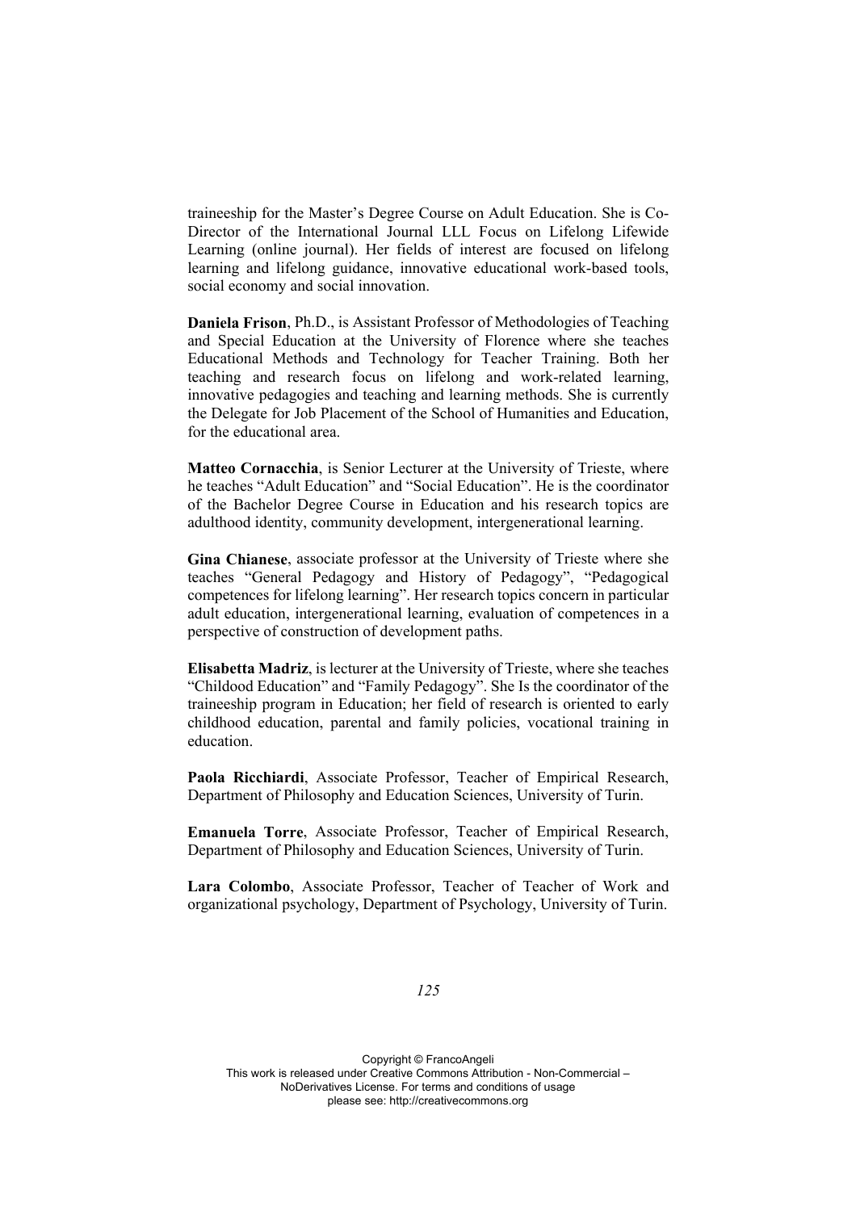traineeship for the Master's Degree Course on Adult Education. She is Co-Director of the International Journal LLL Focus on Lifelong Lifewide Learning (online journal). Her fields of interest are focused on lifelong learning and lifelong guidance, innovative educational work-based tools, social economy and social innovation.

**Daniela Frison**, Ph.D., is Assistant Professor of Methodologies of Teaching and Special Education at the University of Florence where she teaches Educational Methods and Technology for Teacher Training. Both her teaching and research focus on lifelong and work-related learning, innovative pedagogies and teaching and learning methods. She is currently the Delegate for Job Placement of the School of Humanities and Education, for the educational area.

**Matteo Cornacchia**, is Senior Lecturer at the University of Trieste, where he teaches "Adult Education" and "Social Education". He is the coordinator of the Bachelor Degree Course in Education and his research topics are adulthood identity, community development, intergenerational learning.

**Gina Chianese**, associate professor at the University of Trieste where she teaches "General Pedagogy and History of Pedagogy", "Pedagogical competences for lifelong learning". Her research topics concern in particular adult education, intergenerational learning, evaluation of competences in a perspective of construction of development paths.

**Elisabetta Madriz**, is lecturer at the University of Trieste, where she teaches "Childood Education" and "Family Pedagogy". She Is the coordinator of the traineeship program in Education; her field of research is oriented to early childhood education, parental and family policies, vocational training in education.

**Paola Ricchiardi**, Associate Professor, Teacher of Empirical Research, Department of Philosophy and Education Sciences, University of Turin.

**Emanuela Torre**, Associate Professor, Teacher of Empirical Research, Department of Philosophy and Education Sciences, University of Turin.

**Lara Colombo**, Associate Professor, Teacher of Teacher of Work and organizational psychology, Department of Psychology, University of Turin.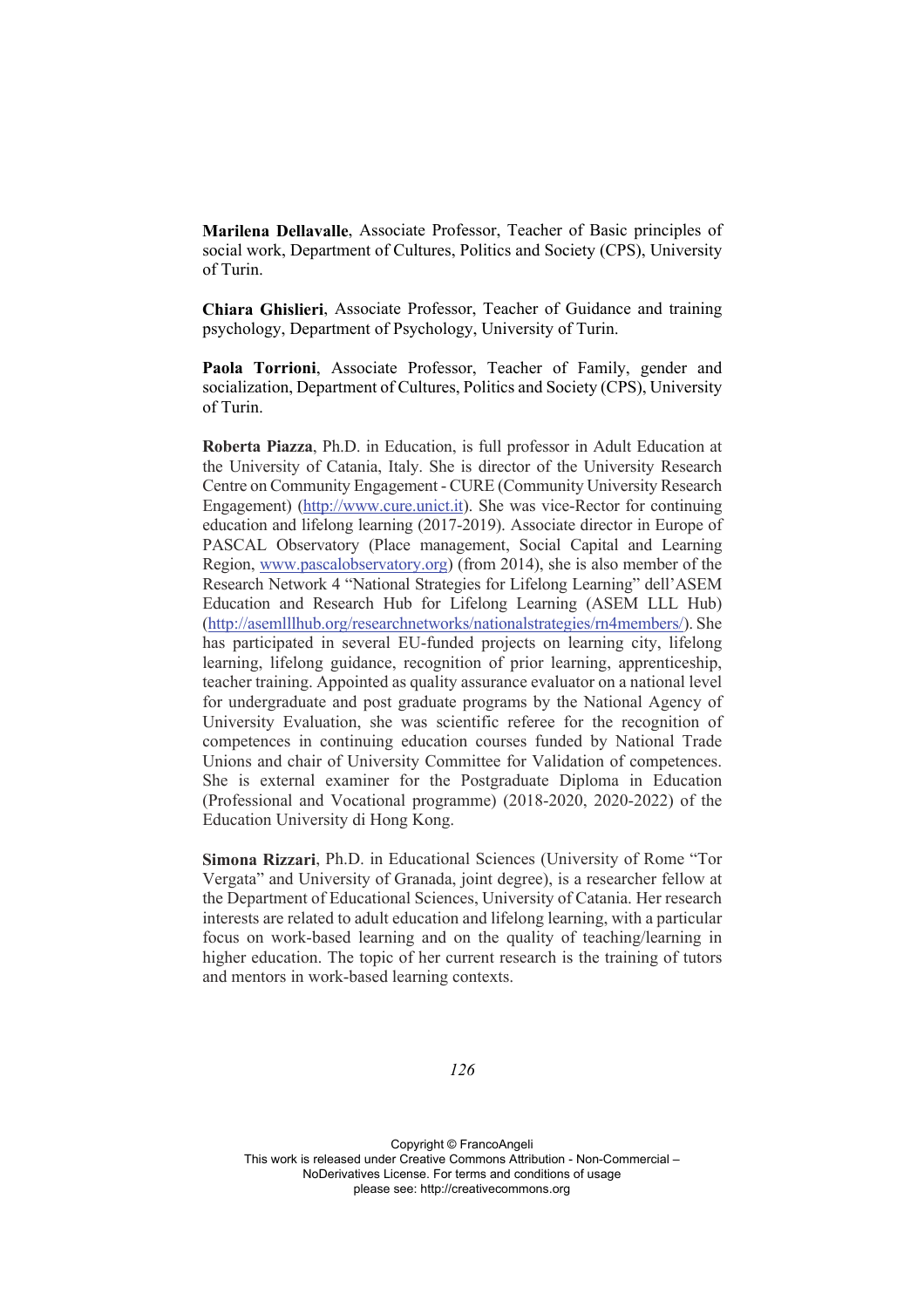**Marilena Dellavalle**, Associate Professor, Teacher of Basic principles of social work, Department of Cultures, Politics and Society (CPS), University of Turin.

**Chiara Ghislieri**, Associate Professor, Teacher of Guidance and training psychology, Department of Psychology, University of Turin.

**Paola Torrioni**, Associate Professor, Teacher of Family, gender and socialization, Department of Cultures, Politics and Society (CPS), University of Turin.

**Roberta Piazza**, Ph.D. in Education, is full professor in Adult Education at the University of Catania, Italy. She is director of the University Research Centre on Community Engagement - CURE (Community University Research Engagement) (http://www.cure.unict.it). She was vice-Rector for continuing education and lifelong learning (2017-2019). Associate director in Europe of PASCAL Observatory (Place management, Social Capital and Learning Region, www.pascalobservatory.org) (from 2014), she is also member of the Research Network 4 "National Strategies for Lifelong Learning" dell'ASEM Education and Research Hub for Lifelong Learning (ASEM LLL Hub) (http://asemlllhub.org/researchnetworks/nationalstrategies/rn4members/). She has participated in several EU-funded projects on learning city, lifelong learning, lifelong guidance, recognition of prior learning, apprenticeship, teacher training. Appointed as quality assurance evaluator on a national level for undergraduate and post graduate programs by the National Agency of University Evaluation, she was scientific referee for the recognition of competences in continuing education courses funded by National Trade Unions and chair of University Committee for Validation of competences. She is external examiner for the Postgraduate Diploma in Education (Professional and Vocational programme) (2018-2020, 2020-2022) of the Education University di Hong Kong.

**Simona Rizzari**, Ph.D. in Educational Sciences (University of Rome "Tor Vergata" and University of Granada, joint degree), is a researcher fellow at the Department of Educational Sciences, University of Catania. Her research interests are related to adult education and lifelong learning, with a particular focus on work-based learning and on the quality of teaching/learning in higher education. The topic of her current research is the training of tutors and mentors in work-based learning contexts.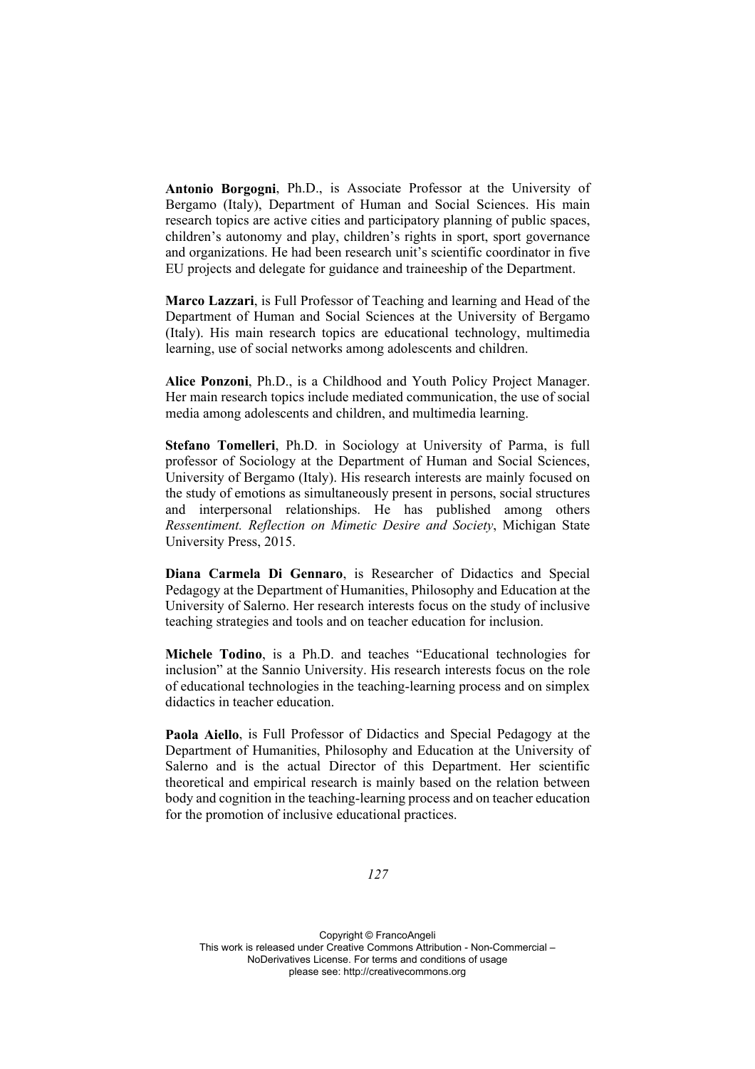**Antonio Borgogni**, Ph.D., is Associate Professor at the University of Bergamo (Italy), Department of Human and Social Sciences. His main research topics are active cities and participatory planning of public spaces, children's autonomy and play, children's rights in sport, sport governance and organizations. He had been research unit's scientific coordinator in five EU projects and delegate for guidance and traineeship of the Department.

**Marco Lazzari**, is Full Professor of Teaching and learning and Head of the Department of Human and Social Sciences at the University of Bergamo (Italy). His main research topics are educational technology, multimedia learning, use of social networks among adolescents and children.

**Alice Ponzoni**, Ph.D., is a Childhood and Youth Policy Project Manager. Her main research topics include mediated communication, the use of social media among adolescents and children, and multimedia learning.

**Stefano Tomelleri**, Ph.D. in Sociology at University of Parma, is full professor of Sociology at the Department of Human and Social Sciences, University of Bergamo (Italy). His research interests are mainly focused on the study of emotions as simultaneously present in persons, social structures and interpersonal relationships. He has published among others *Ressentiment. Reflection on Mimetic Desire and Society*, Michigan State University Press, 2015.

**Diana Carmela Di Gennaro**, is Researcher of Didactics and Special Pedagogy at the Department of Humanities, Philosophy and Education at the University of Salerno. Her research interests focus on the study of inclusive teaching strategies and tools and on teacher education for inclusion.

**Michele Todino**, is a Ph.D. and teaches "Educational technologies for inclusion" at the Sannio University. His research interests focus on the role of educational technologies in the teaching-learning process and on simplex didactics in teacher education.

**Paola Aiello**, is Full Professor of Didactics and Special Pedagogy at the Department of Humanities, Philosophy and Education at the University of Salerno and is the actual Director of this Department. Her scientific theoretical and empirical research is mainly based on the relation between body and cognition in the teaching-learning process and on teacher education for the promotion of inclusive educational practices.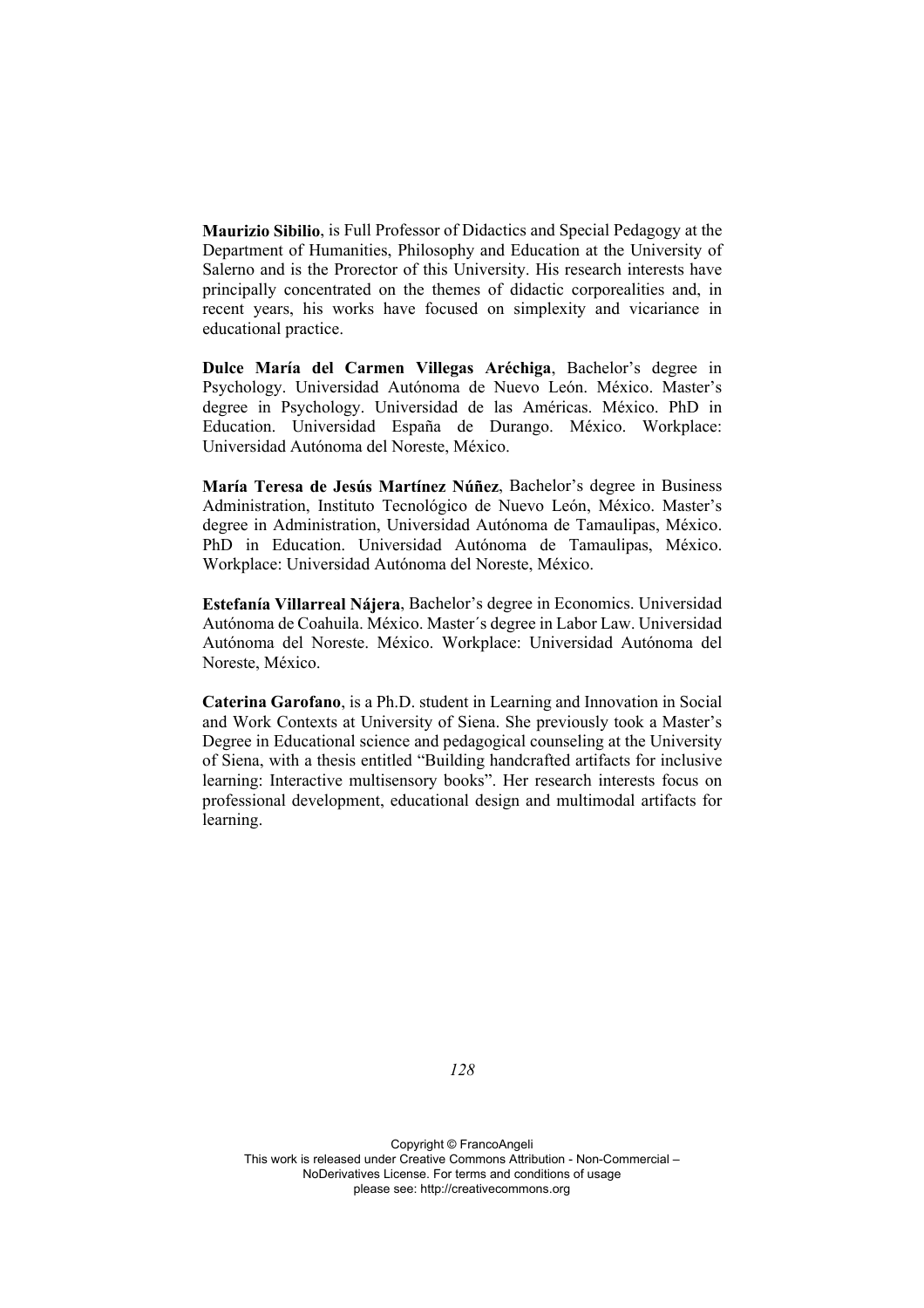**Maurizio Sibilio**, is Full Professor of Didactics and Special Pedagogy at the Department of Humanities, Philosophy and Education at the University of Salerno and is the Prorector of this University. His research interests have principally concentrated on the themes of didactic corporealities and, in recent years, his works have focused on simplexity and vicariance in educational practice.

**Dulce María del Carmen Villegas Aréchiga**, Bachelor's degree in Psychology. Universidad Autónoma de Nuevo León. México. Master's degree in Psychology. Universidad de las Américas. México. PhD in Education. Universidad España de Durango. México. Workplace: Universidad Autónoma del Noreste, México.

**María Teresa de Jesús Martínez Núñez**, Bachelor's degree in Business Administration, Instituto Tecnológico de Nuevo León, México. Master's degree in Administration, Universidad Autónoma de Tamaulipas, México. PhD in Education. Universidad Autónoma de Tamaulipas, México. Workplace: Universidad Autónoma del Noreste, México.

**Estefanía Villarreal Nájera**, Bachelor's degree in Economics. Universidad Autónoma de Coahuila. México. Master´s degree in Labor Law. Universidad Autónoma del Noreste. México. Workplace: Universidad Autónoma del Noreste, México.

**Caterina Garofano**, is a Ph.D. student in Learning and Innovation in Social and Work Contexts at University of Siena. She previously took a Master's Degree in Educational science and pedagogical counseling at the University of Siena, with a thesis entitled "Building handcrafted artifacts for inclusive learning: Interactive multisensory books". Her research interests focus on professional development, educational design and multimodal artifacts for learning.

Copyright © FrancoAngeli
This work is released under Creative Commons Attribution - Non-Commercial – NoDerivatives License. For terms and conditions of usage please see: http://creativecommons.org